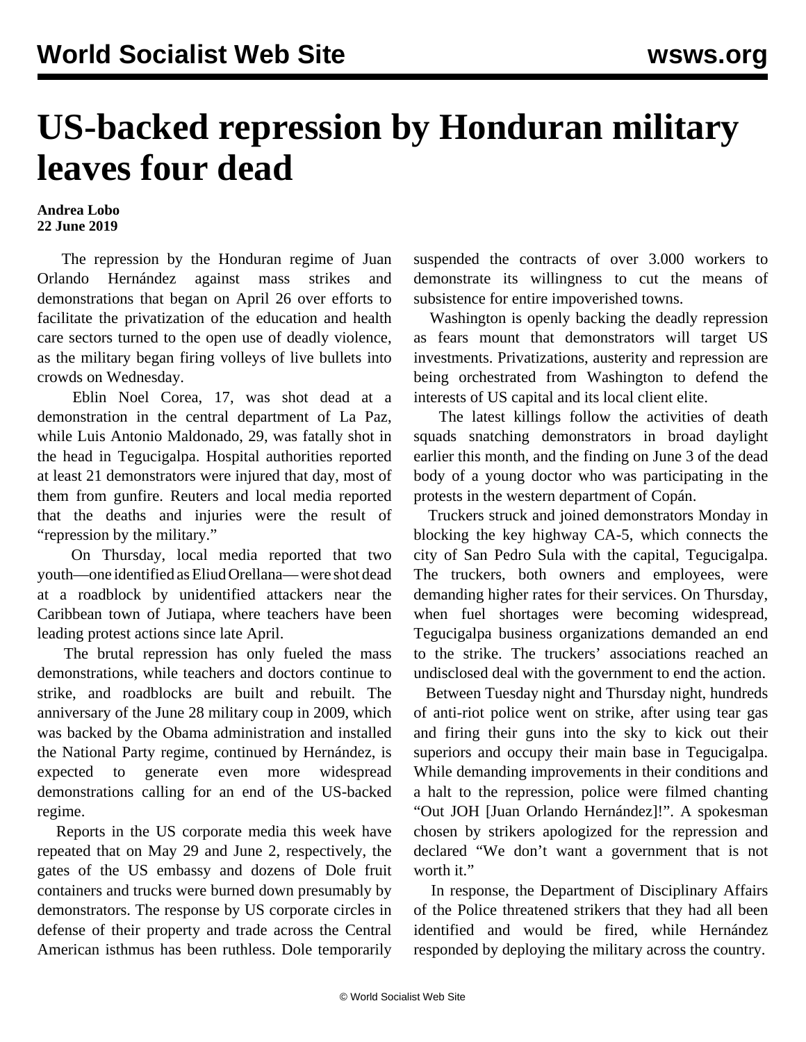# US-backed repression by Honduran military leaves four dead

**Andrea Lobo**
**22 June 2019**

The repression by the Honduran regime of Juan Orlando Hernández against mass strikes and demonstrations that began on April 26 over efforts to facilitate the privatization of the education and health care sectors turned to the open use of deadly violence, as the military began firing volleys of live bullets into crowds on Wednesday.

Eblin Noel Corea, 17, was shot dead at a demonstration in the central department of La Paz, while Luis Antonio Maldonado, 29, was fatally shot in the head in Tegucigalpa. Hospital authorities reported at least 21 demonstrators were injured that day, most of them from gunfire. Reuters and local media reported that the deaths and injuries were the result of "repression by the military."

On Thursday, local media reported that two youth—one identified as Eliud Orellana—were shot dead at a roadblock by unidentified attackers near the Caribbean town of Jutiapa, where teachers have been leading protest actions since late April.

The brutal repression has only fueled the mass demonstrations, while teachers and doctors continue to strike, and roadblocks are built and rebuilt. The anniversary of the June 28 military coup in 2009, which was backed by the Obama administration and installed the National Party regime, continued by Hernández, is expected to generate even more widespread demonstrations calling for an end of the US-backed regime.

Reports in the US corporate media this week have repeated that on May 29 and June 2, respectively, the gates of the US embassy and dozens of Dole fruit containers and trucks were burned down presumably by demonstrators. The response by US corporate circles in defense of their property and trade across the Central American isthmus has been ruthless. Dole temporarily suspended the contracts of over 3.000 workers to demonstrate its willingness to cut the means of subsistence for entire impoverished towns.

Washington is openly backing the deadly repression as fears mount that demonstrators will target US investments. Privatizations, austerity and repression are being orchestrated from Washington to defend the interests of US capital and its local client elite.

The latest killings follow the activities of death squads snatching demonstrators in broad daylight earlier this month, and the finding on June 3 of the dead body of a young doctor who was participating in the protests in the western department of Copán.

Truckers struck and joined demonstrators Monday in blocking the key highway CA-5, which connects the city of San Pedro Sula with the capital, Tegucigalpa. The truckers, both owners and employees, were demanding higher rates for their services. On Thursday, when fuel shortages were becoming widespread, Tegucigalpa business organizations demanded an end to the strike. The truckers' associations reached an undisclosed deal with the government to end the action.

Between Tuesday night and Thursday night, hundreds of anti-riot police went on strike, after using tear gas and firing their guns into the sky to kick out their superiors and occupy their main base in Tegucigalpa. While demanding improvements in their conditions and a halt to the repression, police were filmed chanting "Out JOH [Juan Orlando Hernández]!". A spokesman chosen by strikers apologized for the repression and declared "We don't want a government that is not worth it."

In response, the Department of Disciplinary Affairs of the Police threatened strikers that they had all been identified and would be fired, while Hernández responded by deploying the military across the country.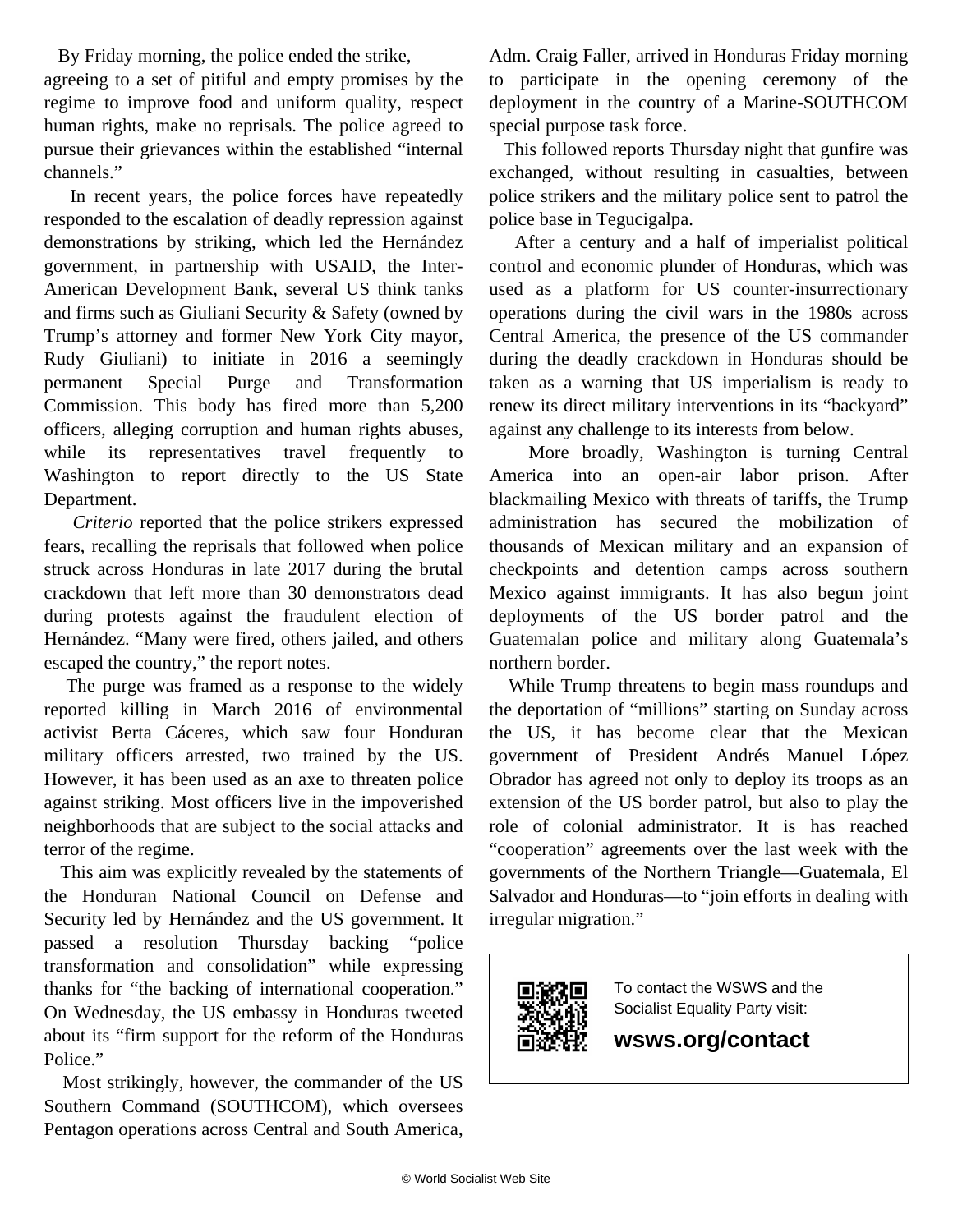By Friday morning, the police ended the strike, agreeing to a set of pitiful and empty promises by the regime to improve food and uniform quality, respect human rights, make no reprisals. The police agreed to pursue their grievances within the established "internal channels."

In recent years, the police forces have repeatedly responded to the escalation of deadly repression against demonstrations by striking, which led the Hernández government, in partnership with USAID, the Inter-American Development Bank, several US think tanks and firms such as Giuliani Security & Safety (owned by Trump's attorney and former New York City mayor, Rudy Giuliani) to initiate in 2016 a seemingly permanent Special Purge and Transformation Commission. This body has fired more than 5,200 officers, alleging corruption and human rights abuses, while its representatives travel frequently to Washington to report directly to the US State Department.

*Criterio* reported that the police strikers expressed fears, recalling the reprisals that followed when police struck across Honduras in late 2017 during the brutal crackdown that left more than 30 demonstrators dead during protests against the fraudulent election of Hernández. "Many were fired, others jailed, and others escaped the country," the report notes.

The purge was framed as a response to the widely reported killing in March 2016 of environmental activist Berta Cáceres, which saw four Honduran military officers arrested, two trained by the US. However, it has been used as an axe to threaten police against striking. Most officers live in the impoverished neighborhoods that are subject to the social attacks and terror of the regime.

This aim was explicitly revealed by the statements of the Honduran National Council on Defense and Security led by Hernández and the US government. It passed a resolution Thursday backing "police transformation and consolidation" while expressing thanks for "the backing of international cooperation." On Wednesday, the US embassy in Honduras tweeted about its "firm support for the reform of the Honduras Police."

Most strikingly, however, the commander of the US Southern Command (SOUTHCOM), which oversees Pentagon operations across Central and South America, Adm. Craig Faller, arrived in Honduras Friday morning to participate in the opening ceremony of the deployment in the country of a Marine-SOUTHCOM special purpose task force.

This followed reports Thursday night that gunfire was exchanged, without resulting in casualties, between police strikers and the military police sent to patrol the police base in Tegucigalpa.

After a century and a half of imperialist political control and economic plunder of Honduras, which was used as a platform for US counter-insurrectionary operations during the civil wars in the 1980s across Central America, the presence of the US commander during the deadly crackdown in Honduras should be taken as a warning that US imperialism is ready to renew its direct military interventions in its "backyard" against any challenge to its interests from below.

More broadly, Washington is turning Central America into an open-air labor prison. After blackmailing Mexico with threats of tariffs, the Trump administration has secured the mobilization of thousands of Mexican military and an expansion of checkpoints and detention camps across southern Mexico against immigrants. It has also begun joint deployments of the US border patrol and the Guatemalan police and military along Guatemala's northern border.

While Trump threatens to begin mass roundups and the deportation of "millions" starting on Sunday across the US, it has become clear that the Mexican government of President Andrés Manuel López Obrador has agreed not only to deploy its troops as an extension of the US border patrol, but also to play the role of colonial administrator. It is has reached "cooperation" agreements over the last week with the governments of the Northern Triangle—Guatemala, El Salvador and Honduras—to "join efforts in dealing with irregular migration."

To contact the WSWS and the Socialist Equality Party visit:

**wsws.org/contact**